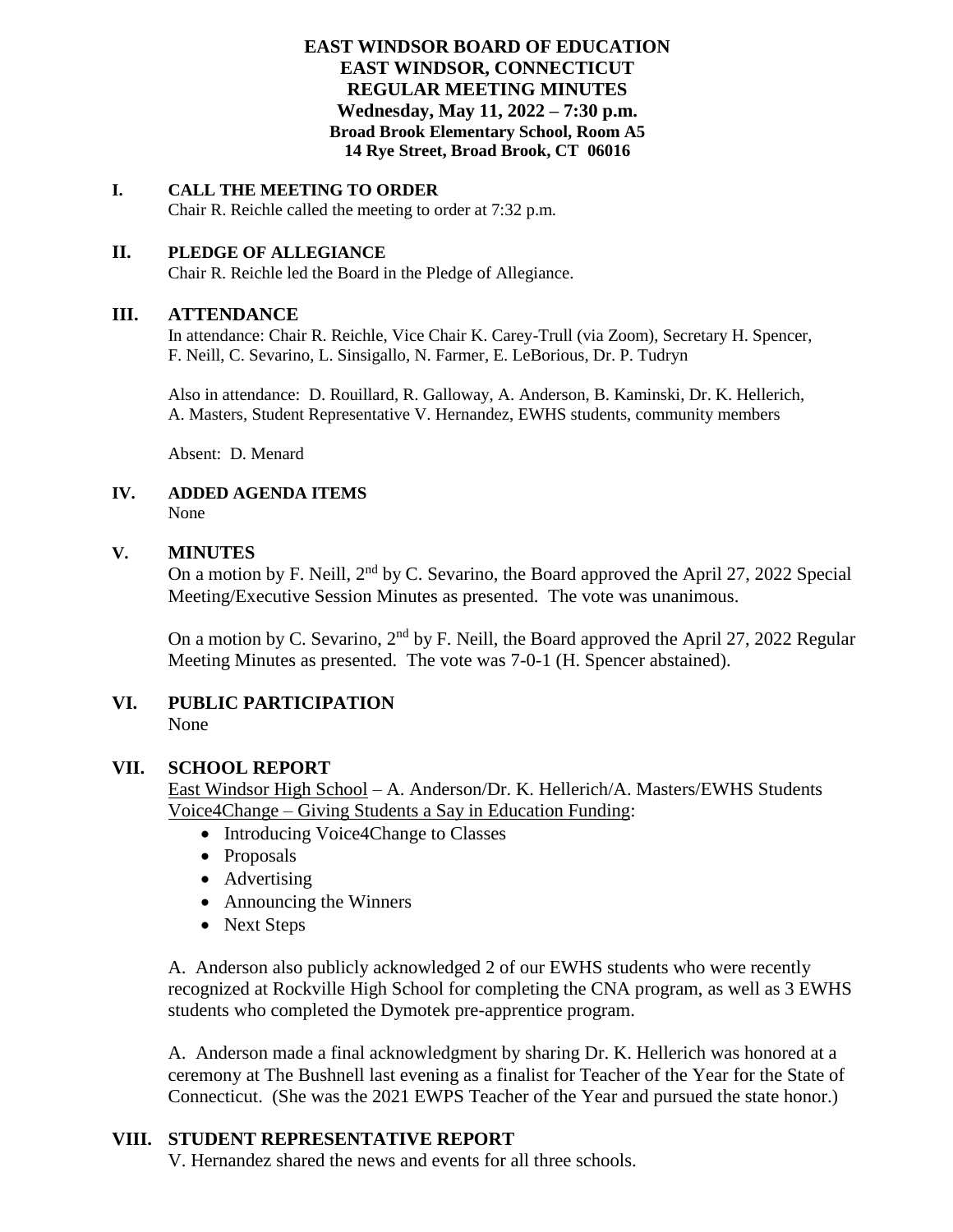# EAST WINDSOR BOARD OF EDUCATION
## EAST WINDSOR, CONNECTICUT
## REGULAR MEETING MINUTES
### Wednesday, May 11, 2022 – 7:30 p.m.
**Broad Brook Elementary School, Room A5**
**14 Rye Street, Broad Brook, CT 06016**

## I. CALL THE MEETING TO ORDER

Chair R. Reichle called the meeting to order at 7:32 p.m.

## II. PLEDGE OF ALLEGIANCE

Chair R. Reichle led the Board in the Pledge of Allegiance.

## III. ATTENDANCE

In attendance: Chair R. Reichle, Vice Chair K. Carey-Trull (via Zoom), Secretary H. Spencer, F. Neill, C. Sevarino, L. Sinsigallo, N. Farmer, E. LeBorious, Dr. P. Tudryn

Also in attendance: D. Rouillard, R. Galloway, A. Anderson, B. Kaminski, Dr. K. Hellerich, A. Masters, Student Representative V. Hernandez, EWHS students, community members

Absent: D. Menard

## IV. ADDED AGENDA ITEMS

None

## V. MINUTES

On a motion by F. Neill, 2nd by C. Sevarino, the Board approved the April 27, 2022 Special Meeting/Executive Session Minutes as presented. The vote was unanimous.

On a motion by C. Sevarino, 2nd by F. Neill, the Board approved the April 27, 2022 Regular Meeting Minutes as presented. The vote was 7-0-1 (H. Spencer abstained).

## VI. PUBLIC PARTICIPATION

None

## VII. SCHOOL REPORT

East Windsor High School – A. Anderson/Dr. K. Hellerich/A. Masters/EWHS Students
Voice4Change – Giving Students a Say in Education Funding:

- Introducing Voice4Change to Classes
- Proposals
- Advertising
- Announcing the Winners
- Next Steps

A. Anderson also publicly acknowledged 2 of our EWHS students who were recently recognized at Rockville High School for completing the CNA program, as well as 3 EWHS students who completed the Dymotek pre-apprentice program.

A. Anderson made a final acknowledgment by sharing Dr. K. Hellerich was honored at a ceremony at The Bushnell last evening as a finalist for Teacher of the Year for the State of Connecticut. (She was the 2021 EWPS Teacher of the Year and pursued the state honor.)

## VIII. STUDENT REPRESENTATIVE REPORT

V. Hernandez shared the news and events for all three schools.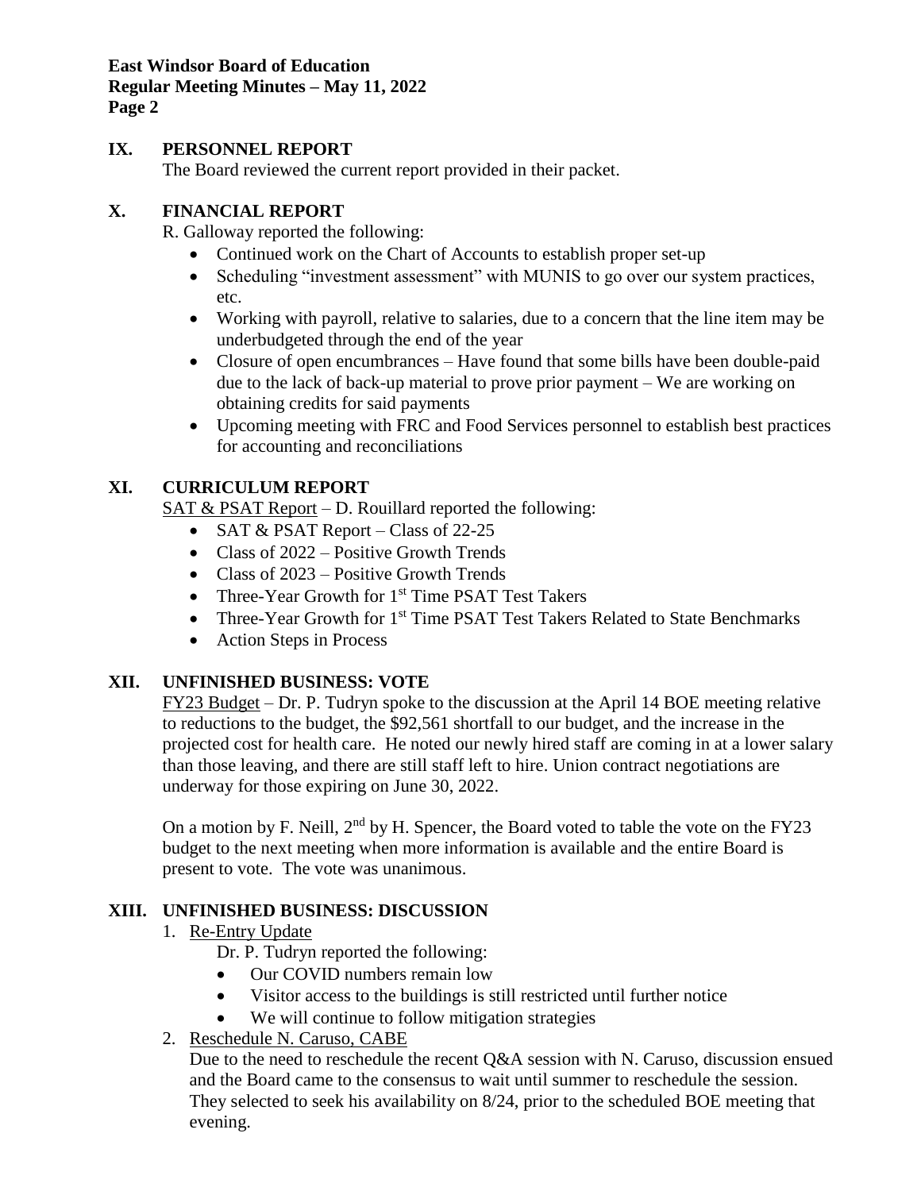## IX. PERSONNEL REPORT

The Board reviewed the current report provided in their packet.

## X. FINANCIAL REPORT

R. Galloway reported the following:

- Continued work on the Chart of Accounts to establish proper set-up
- Scheduling “investment assessment” with MUNIS to go over our system practices, etc.
- Working with payroll, relative to salaries, due to a concern that the line item may be underbudgeted through the end of the year
- Closure of open encumbrances – Have found that some bills have been double-paid due to the lack of back-up material to prove prior payment – We are working on obtaining credits for said payments
- Upcoming meeting with FRC and Food Services personnel to establish best practices for accounting and reconciliations

## XI. CURRICULUM REPORT

<u>SAT & PSAT Report</u> – D. Rouillard reported the following:

- SAT & PSAT Report – Class of 22-25
- Class of 2022 – Positive Growth Trends
- Class of 2023 – Positive Growth Trends
- Three-Year Growth for 1st Time PSAT Test Takers
- Three-Year Growth for 1st Time PSAT Test Takers Related to State Benchmarks
- Action Steps in Process

## XII. UNFINISHED BUSINESS: VOTE

<u>FY23 Budget</u> – Dr. P. Tudryn spoke to the discussion at the April 14 BOE meeting relative to reductions to the budget, the $92,561 shortfall to our budget, and the increase in the projected cost for health care. He noted our newly hired staff are coming in at a lower salary than those leaving, and there are still staff left to hire. Union contract negotiations are underway for those expiring on June 30, 2022.

On a motion by F. Neill, 2nd by H. Spencer, the Board voted to table the vote on the FY23 budget to the next meeting when more information is available and the entire Board is present to vote. The vote was unanimous.

## XIII. UNFINISHED BUSINESS: DISCUSSION

1. <u>Re-Entry Update</u>

   Dr. P. Tudryn reported the following:

   - Our COVID numbers remain low
   - Visitor access to the buildings is still restricted until further notice
   - We will continue to follow mitigation strategies

2. <u>Reschedule N. Caruso, CABE</u>

   Due to the need to reschedule the recent Q&A session with N. Caruso, discussion ensued and the Board came to the consensus to wait until summer to reschedule the session. They selected to seek his availability on 8/24, prior to the scheduled BOE meeting that evening.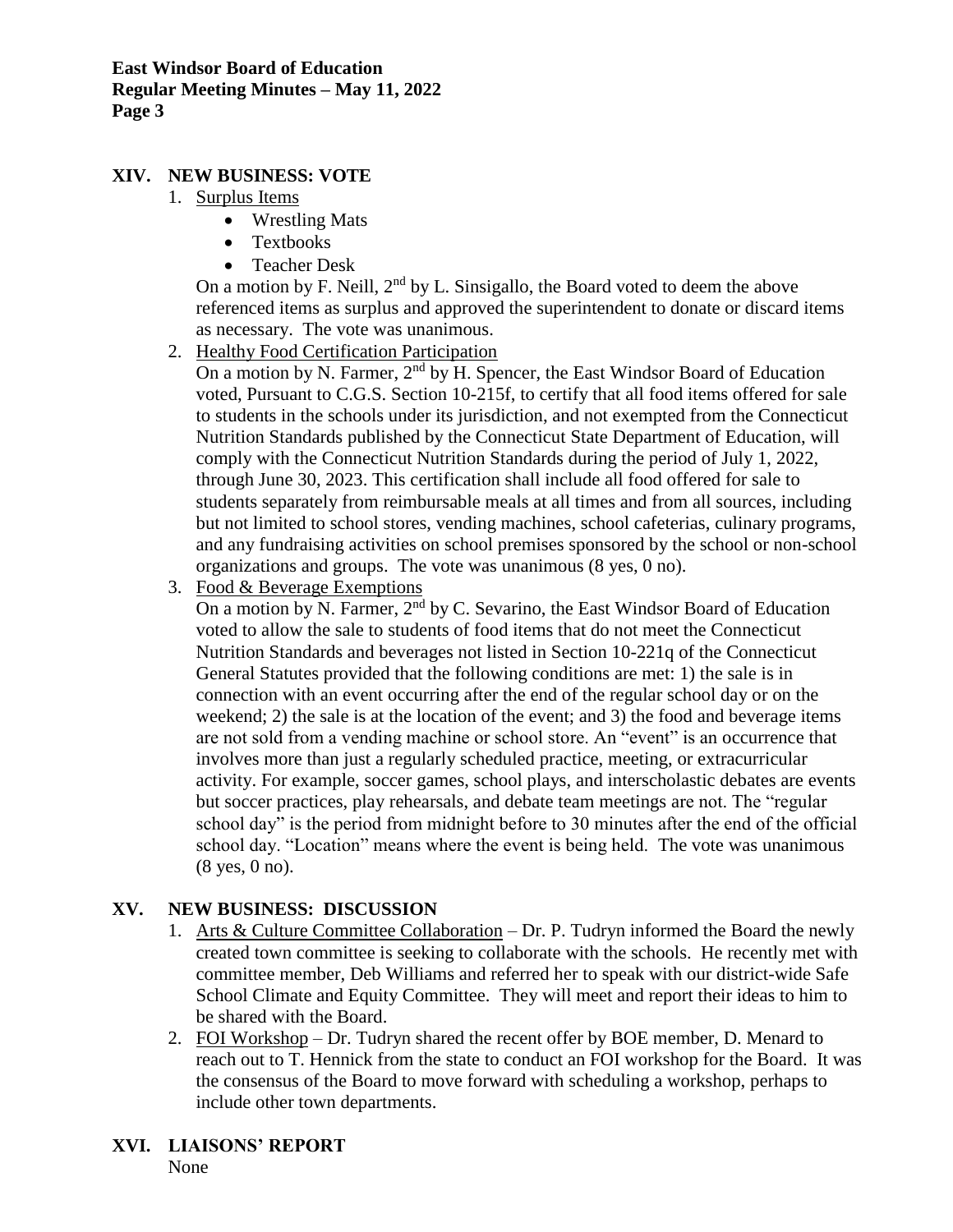## XIV. NEW BUSINESS: VOTE

1. Surplus Items
   - Wrestling Mats
   - Textbooks
   - Teacher Desk

   On a motion by F. Neill, 2nd by L. Sinsigallo, the Board voted to deem the above referenced items as surplus and approved the superintendent to donate or discard items as necessary. The vote was unanimous.

2. Healthy Food Certification Participation

   On a motion by N. Farmer, 2nd by H. Spencer, the East Windsor Board of Education voted, Pursuant to C.G.S. Section 10-215f, to certify that all food items offered for sale to students in the schools under its jurisdiction, and not exempted from the Connecticut Nutrition Standards published by the Connecticut State Department of Education, will comply with the Connecticut Nutrition Standards during the period of July 1, 2022, through June 30, 2023. This certification shall include all food offered for sale to students separately from reimbursable meals at all times and from all sources, including but not limited to school stores, vending machines, school cafeterias, culinary programs, and any fundraising activities on school premises sponsored by the school or non-school organizations and groups. The vote was unanimous (8 yes, 0 no).

3. Food & Beverage Exemptions

   On a motion by N. Farmer, 2nd by C. Sevarino, the East Windsor Board of Education voted to allow the sale to students of food items that do not meet the Connecticut Nutrition Standards and beverages not listed in Section 10-221q of the Connecticut General Statutes provided that the following conditions are met: 1) the sale is in connection with an event occurring after the end of the regular school day or on the weekend; 2) the sale is at the location of the event; and 3) the food and beverage items are not sold from a vending machine or school store. An "event" is an occurrence that involves more than just a regularly scheduled practice, meeting, or extracurricular activity. For example, soccer games, school plays, and interscholastic debates are events but soccer practices, play rehearsals, and debate team meetings are not. The "regular school day" is the period from midnight before to 30 minutes after the end of the official school day. "Location" means where the event is being held. The vote was unanimous (8 yes, 0 no).

## XV. NEW BUSINESS: DISCUSSION

1. Arts & Culture Committee Collaboration – Dr. P. Tudryn informed the Board the newly created town committee is seeking to collaborate with the schools. He recently met with committee member, Deb Williams and referred her to speak with our district-wide Safe School Climate and Equity Committee. They will meet and report their ideas to him to be shared with the Board.
2. FOI Workshop – Dr. Tudryn shared the recent offer by BOE member, D. Menard to reach out to T. Hennick from the state to conduct an FOI workshop for the Board. It was the consensus of the Board to move forward with scheduling a workshop, perhaps to include other town departments.

## XVI. LIAISONS' REPORT

None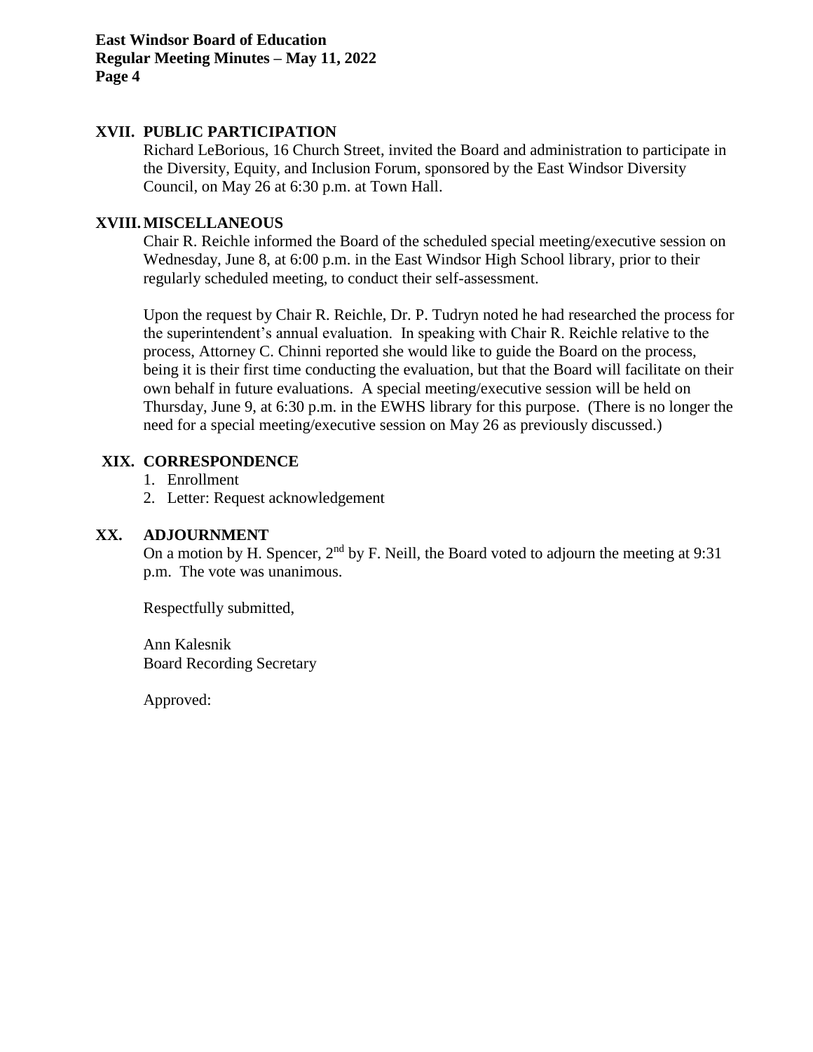## XVII. PUBLIC PARTICIPATION

Richard LeBorious, 16 Church Street, invited the Board and administration to participate in the Diversity, Equity, and Inclusion Forum, sponsored by the East Windsor Diversity Council, on May 26 at 6:30 p.m. at Town Hall.

## XVIII. MISCELLANEOUS

Chair R. Reichle informed the Board of the scheduled special meeting/executive session on Wednesday, June 8, at 6:00 p.m. in the East Windsor High School library, prior to their regularly scheduled meeting, to conduct their self-assessment.

Upon the request by Chair R. Reichle, Dr. P. Tudryn noted he had researched the process for the superintendent's annual evaluation. In speaking with Chair R. Reichle relative to the process, Attorney C. Chinni reported she would like to guide the Board on the process, being it is their first time conducting the evaluation, but that the Board will facilitate on their own behalf in future evaluations. A special meeting/executive session will be held on Thursday, June 9, at 6:30 p.m. in the EWHS library for this purpose. (There is no longer the need for a special meeting/executive session on May 26 as previously discussed.)

## XIX. CORRESPONDENCE

1. Enrollment
2. Letter: Request acknowledgement

## XX. ADJOURNMENT

On a motion by H. Spencer, 2nd by F. Neill, the Board voted to adjourn the meeting at 9:31 p.m. The vote was unanimous.

Respectfully submitted,

Ann Kalesnik
Board Recording Secretary

Approved: